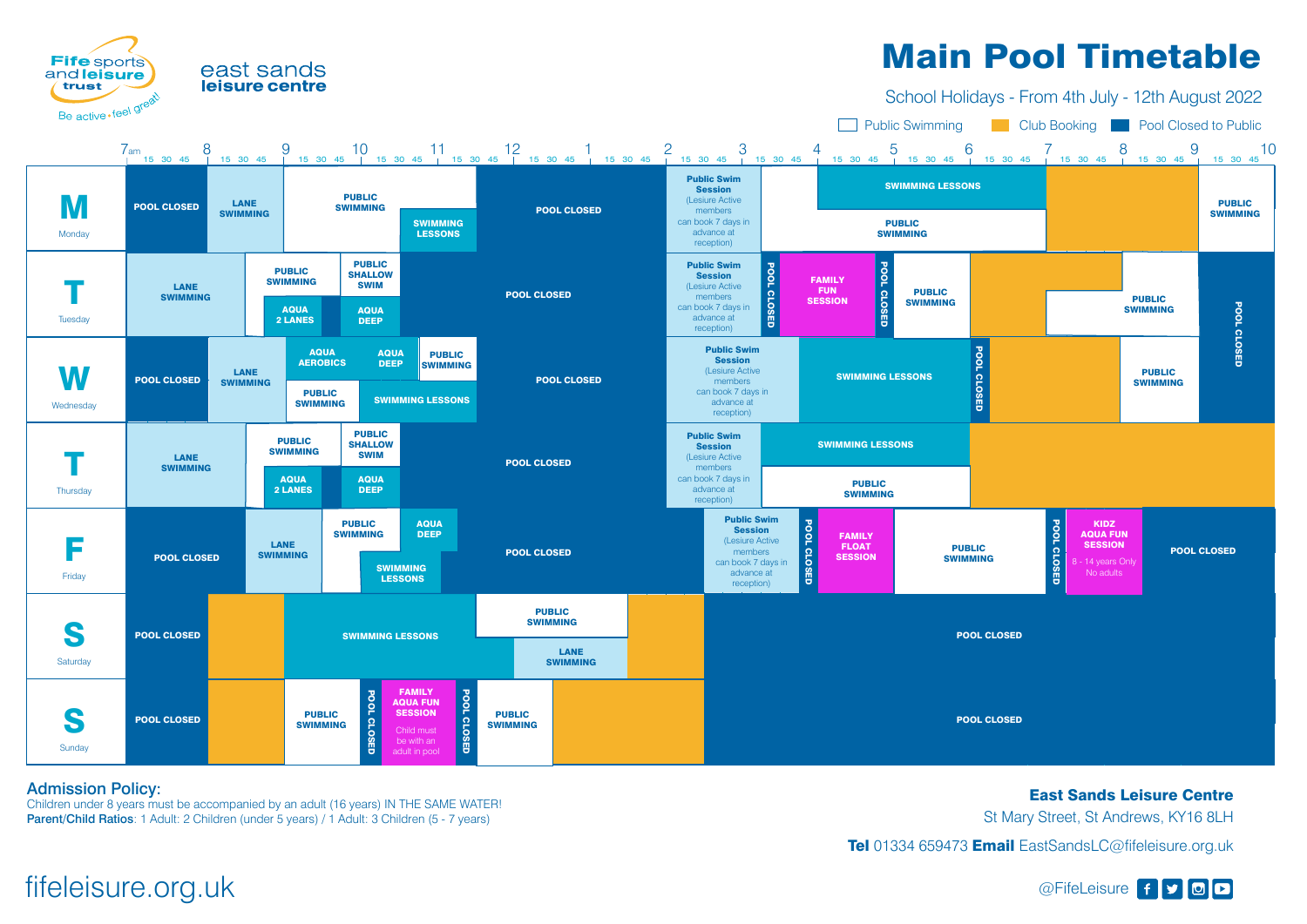Fife sports and leisure trust — Be active • feel great!

east sands leisure centre

# Main Pool Timetable

School Holidays - From 4th July - 12th August 2022

Key: Public Swimming | Club Booking | Pool Closed to Public

## Monday
- 7am–8: POOL CLOSED
- 8–9: LANE SWIMMING
- 9–11:30: PUBLIC SWIMMING
- 10:30–11:30: SWIMMING LESSONS
- 11:30–2: POOL CLOSED
- 2–3:15: Public Swim Session (Lesiure Active members can book 7 days in advance at reception)
- 3:15–4: PUBLIC SWIMMING
- 4–7: SWIMMING LESSONS
- 4–7: PUBLIC SWIMMING
- 7–9: Club Booking
- 9–10: PUBLIC SWIMMING

## Tuesday
- 7am–8:30: LANE SWIMMING
- 8:30–9:30: PUBLIC SWIMMING
- 9:30–10:30: PUBLIC SHALLOW SWIM
- 8:45–9:30: AQUA 2 LANES
- 9:30–10:30: AQUA DEEP
- 10:30–2: POOL CLOSED
- 2–3:15: Public Swim Session (Lesiure Active members can book 7 days in advance at reception)
- POOL CLOSED
- FAMILY FUN SESSION
- POOL CLOSED
- PUBLIC SWIMMING
- Club Booking
- PUBLIC SWIMMING
- 9–10: POOL CLOSED

## Wednesday
- 7am–8: POOL CLOSED
- 8–9: LANE SWIMMING
- 9–10:15: AQUA AEROBICS
- 10:15–11: AQUA DEEP
- 11–11:45: PUBLIC SWIMMING
- 9–10: PUBLIC SWIMMING
- 10–11:45: SWIMMING LESSONS
- 11:45–2: POOL CLOSED
- 2–3:45: Public Swim Session (Lesiure Active members can book 7 days in advance at reception)
- 3:45–6: SWIMMING LESSONS
- POOL CLOSED
- Club Booking
- PUBLIC SWIMMING
- 9–10: POOL CLOSED

## Thursday
- 7am–8:30: LANE SWIMMING
- 8:30–9:30: PUBLIC SWIMMING
- 9:30–10:30: PUBLIC SHALLOW SWIM
- 8:45–9:30: AQUA 2 LANES
- 9:30–10:30: AQUA DEEP
- 10:30–2: POOL CLOSED
- 2–3:15: Public Swim Session (Lesiure Active members can book 7 days in advance at reception)
- 3:15–6: SWIMMING LESSONS
- 3:15–6: PUBLIC SWIMMING
- 6–10: Club Booking

## Friday
- 7am–8:30: POOL CLOSED
- 8:30–9:30: LANE SWIMMING
- 9:30–10:30: PUBLIC SWIMMING
- 10:30–11:15: AQUA DEEP
- 10–11: SWIMMING LESSONS
- 11:15–2:30: POOL CLOSED
- 2:30–3:45: Public Swim Session (Lesiure Active members can book 7 days in advance at reception)
- POOL CLOSED
- FAMILY FLOAT SESSION
- PUBLIC SWIMMING
- POOL CLOSED
- KIDZ AQUA FUN SESSION (8 - 14 years Only No adults)
- POOL CLOSED

## Saturday
- 7am–8: POOL CLOSED
- 8–9: Club Booking
- 9–11:30: SWIMMING LESSONS
- 11:30–1: PUBLIC SWIMMING
- 12–1: LANE SWIMMING
- 1–2:30: Club Booking
- 2:30–10: POOL CLOSED

## Sunday
- 7am–8: POOL CLOSED
- 8–9: Club Booking
- 9–10: PUBLIC SWIMMING
- POOL CLOSED
- FAMILY AQUA FUN SESSION (Child must be with an adult in pool)
- POOL CLOSED
- PUBLIC SWIMMING
- Club Booking
- 2:30–10: POOL CLOSED

**Admission Policy:**
Children under 8 years must be accompanied by an adult (16 years) IN THE SAME WATER!
**Parent/Child Ratios**: 1 Adult: 2 Children (under 5 years) / 1 Adult: 3 Children (5 - 7 years)

**East Sands Leisure Centre**
St Mary Street, St Andrews, KY16 8LH
**Tel** 01334 659473 **Email** EastSandsLC@fifeleisure.org.uk

fifeleisure.org.uk

@FifeLeisure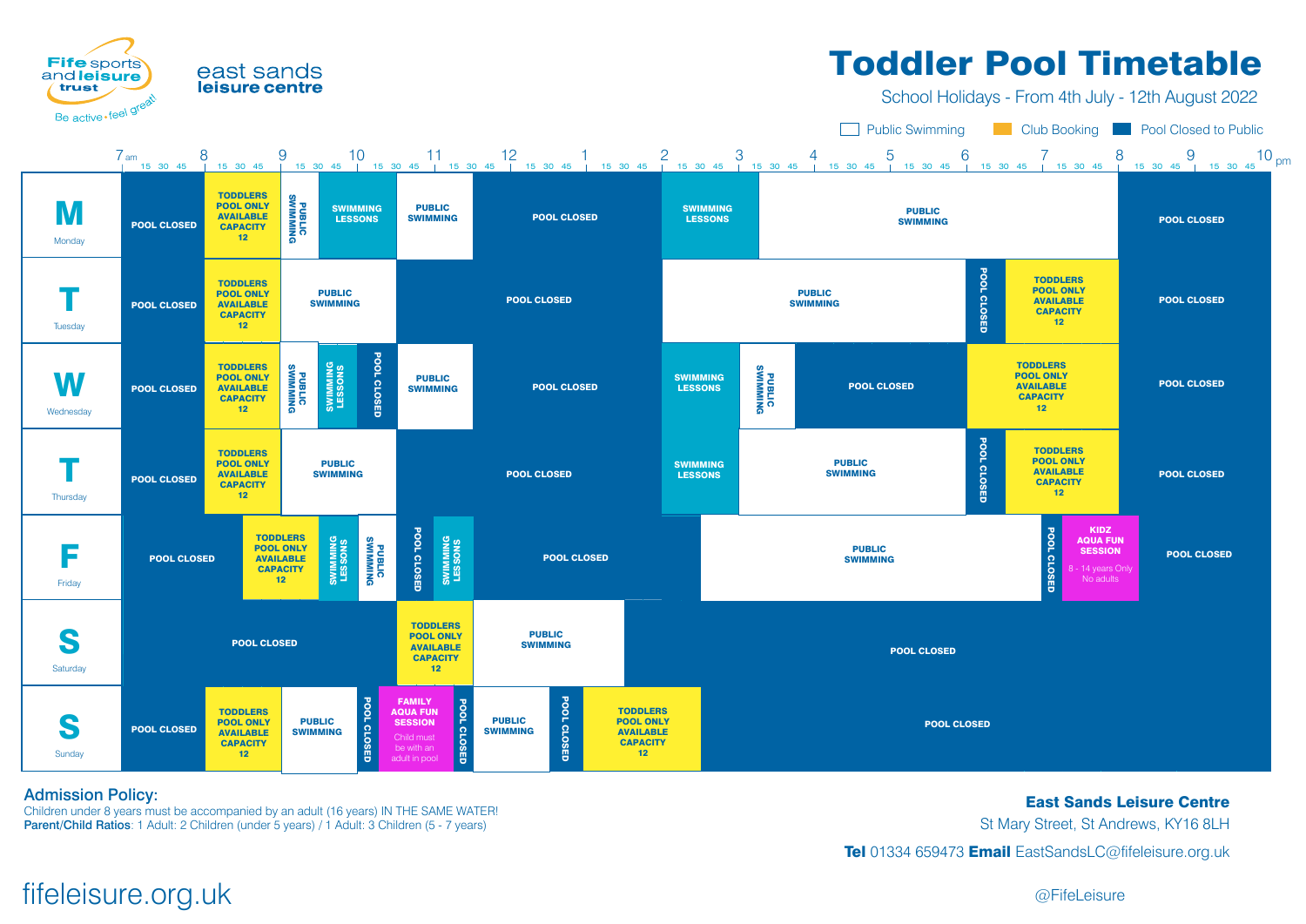# Toddler Pool Timetable

East Sands Leisure Centre

School Holidays - From 4th July - 12th August 2022

Legend: Public Swimming | Club Booking | Pool Closed to Public

| Day | Sessions |
|---|---|
| Monday | POOL CLOSED / TODDLERS POOL ONLY AVAILABLE CAPACITY 12 / PUBLIC SWIMMING / SWIMMING LESSONS / PUBLIC SWIMMING / POOL CLOSED / SWIMMING LESSONS / PUBLIC SWIMMING / POOL CLOSED |
| Tuesday | POOL CLOSED / TODDLERS POOL ONLY AVAILABLE CAPACITY 12 / PUBLIC SWIMMING / POOL CLOSED / PUBLIC SWIMMING / POOL CLOSED / TODDLERS POOL ONLY AVAILABLE CAPACITY 12 / POOL CLOSED |
| Wednesday | POOL CLOSED / TODDLERS POOL ONLY AVAILABLE CAPACITY 12 / PUBLIC SWIMMING / SWIMMING LESSONS / POOL CLOSED / PUBLIC SWIMMING / POOL CLOSED / SWIMMING LESSONS / PUBLIC SWIMMING / POOL CLOSED / TODDLERS POOL ONLY AVAILABLE CAPACITY 12 / POOL CLOSED |
| Thursday | POOL CLOSED / TODDLERS POOL ONLY AVAILABLE CAPACITY 12 / PUBLIC SWIMMING / POOL CLOSED / SWIMMING LESSONS / PUBLIC SWIMMING / POOL CLOSED / TODDLERS POOL ONLY AVAILABLE CAPACITY 12 / POOL CLOSED |
| Friday | POOL CLOSED / TODDLERS POOL ONLY AVAILABLE CAPACITY 12 / SWIMMING LESSONS / PUBLIC SWIMMING / POOL CLOSED / SWIMMING LESSONS / POOL CLOSED / PUBLIC SWIMMING / POOL CLOSED / KIDZ AQUA FUN SESSION 8 - 14 years Only No adults / POOL CLOSED |
| Saturday | POOL CLOSED / TODDLERS POOL ONLY AVAILABLE CAPACITY 12 / PUBLIC SWIMMING / POOL CLOSED |
| Sunday | POOL CLOSED / TODDLERS POOL ONLY AVAILABLE CAPACITY 12 / PUBLIC SWIMMING / POOL CLOSED / FAMILY AQUA FUN SESSION Child must be with an adult in pool / POOL CLOSED / PUBLIC SWIMMING / POOL CLOSED / TODDLERS POOL ONLY AVAILABLE CAPACITY 12 / POOL CLOSED |

Time axis: 7am, 8, 9, 10, 11, 12, 1, 2, 3, 4, 5, 6, 7, 8, 9, 10pm (15, 30, 45 minute marks)

**Admission Policy:**

Children under 8 years must be accompanied by an adult (16 years) IN THE SAME WATER!

**Parent/Child Ratios**: 1 Adult: 2 Children (under 5 years) / 1 Adult: 3 Children (5 - 7 years)

**East Sands Leisure Centre**

St Mary Street, St Andrews, KY16 8LH

**Tel** 01334 659473 **Email** EastSandsLC@fifeleisure.org.uk

fifeleisure.org.uk

@FifeLeisure